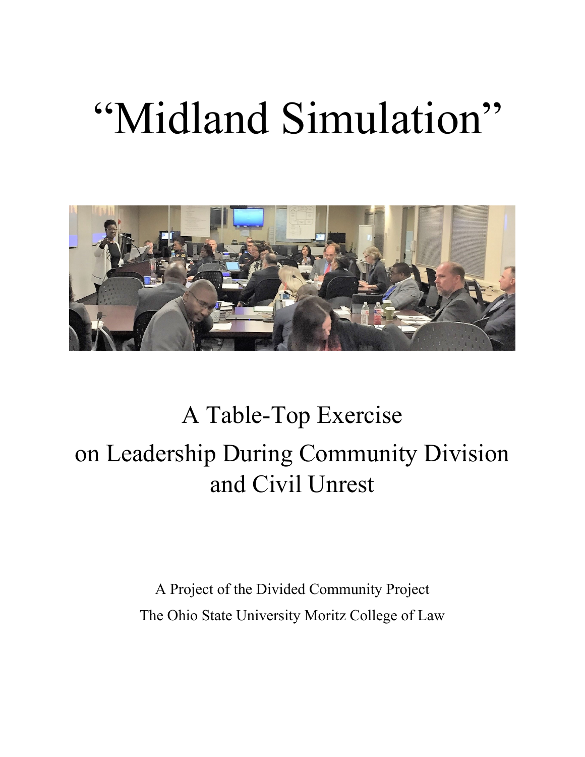# “Midland Simulation”

## A Table-Top Exercise
## on Leadership During Community Division and Civil Unrest

A Project of the Divided Community Project

The Ohio State University Moritz College of Law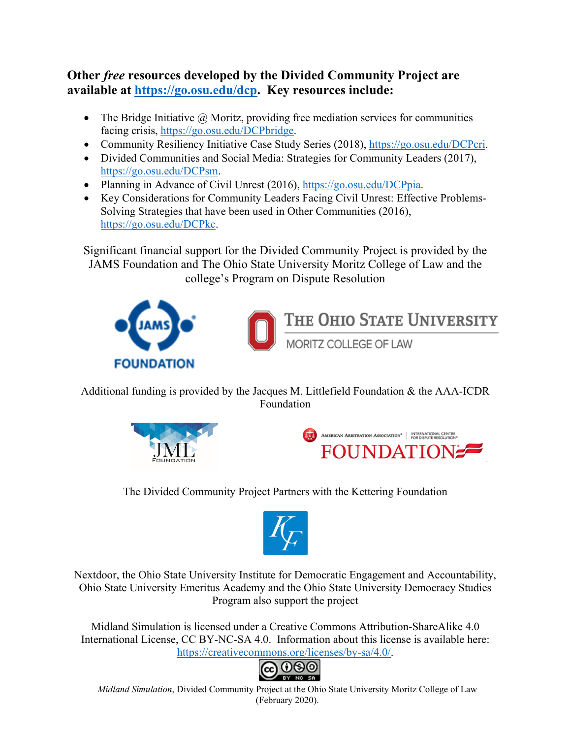**Other *free* resources developed by the Divided Community Project are available at [https://go.osu.edu/dcp](https://go.osu.edu/dcp). Key resources include:**

- The Bridge Initiative @ Moritz, providing free mediation services for communities facing crisis, https://go.osu.edu/DCPbridge.
- Community Resiliency Initiative Case Study Series (2018), https://go.osu.edu/DCPcri.
- Divided Communities and Social Media: Strategies for Community Leaders (2017), https://go.osu.edu/DCPsm.
- Planning in Advance of Civil Unrest (2016), https://go.osu.edu/DCPpia.
- Key Considerations for Community Leaders Facing Civil Unrest: Effective Problems-Solving Strategies that have been used in Other Communities (2016), https://go.osu.edu/DCPkc.

Significant financial support for the Divided Community Project is provided by the JAMS Foundation and The Ohio State University Moritz College of Law and the college's Program on Dispute Resolution

Additional funding is provided by the Jacques M. Littlefield Foundation & the AAA-ICDR Foundation

The Divided Community Project Partners with the Kettering Foundation

Nextdoor, the Ohio State University Institute for Democratic Engagement and Accountability, Ohio State University Emeritus Academy and the Ohio State University Democracy Studies Program also support the project

Midland Simulation is licensed under a Creative Commons Attribution-ShareAlike 4.0 International License, CC BY-NC-SA 4.0. Information about this license is available here: https://creativecommons.org/licenses/by-sa/4.0/.

*Midland Simulation*, Divided Community Project at the Ohio State University Moritz College of Law (February 2020).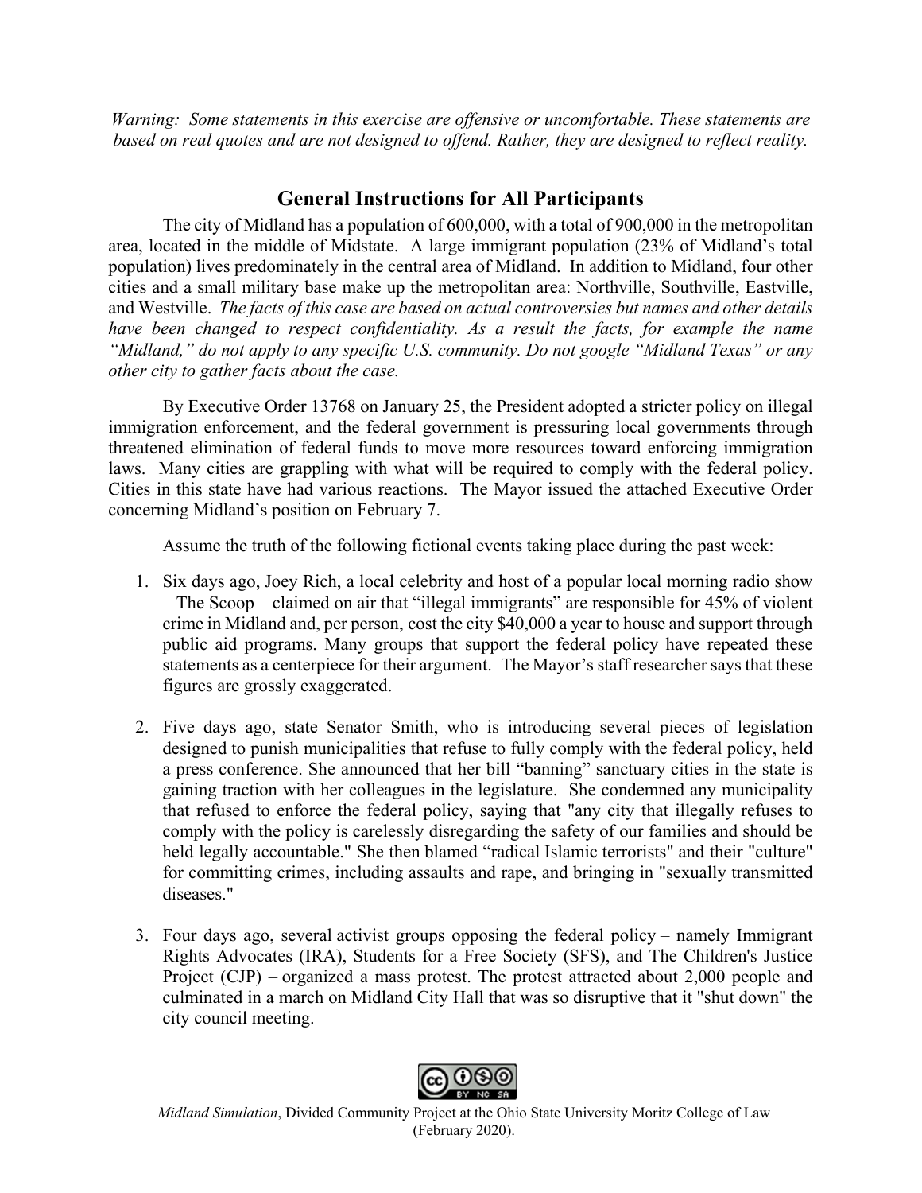*Warning: Some statements in this exercise are offensive or uncomfortable. These statements are based on real quotes and are not designed to offend. Rather, they are designed to reflect reality.*

## General Instructions for All Participants

The city of Midland has a population of 600,000, with a total of 900,000 in the metropolitan area, located in the middle of Midstate. A large immigrant population (23% of Midland's total population) lives predominately in the central area of Midland. In addition to Midland, four other cities and a small military base make up the metropolitan area: Northville, Southville, Eastville, and Westville. *The facts of this case are based on actual controversies but names and other details have been changed to respect confidentiality. As a result the facts, for example the name "Midland," do not apply to any specific U.S. community. Do not google "Midland Texas" or any other city to gather facts about the case.*

By Executive Order 13768 on January 25, the President adopted a stricter policy on illegal immigration enforcement, and the federal government is pressuring local governments through threatened elimination of federal funds to move more resources toward enforcing immigration laws. Many cities are grappling with what will be required to comply with the federal policy. Cities in this state have had various reactions. The Mayor issued the attached Executive Order concerning Midland's position on February 7.

Assume the truth of the following fictional events taking place during the past week:

1. Six days ago, Joey Rich, a local celebrity and host of a popular local morning radio show – The Scoop – claimed on air that "illegal immigrants" are responsible for 45% of violent crime in Midland and, per person, cost the city $40,000 a year to house and support through public aid programs. Many groups that support the federal policy have repeated these statements as a centerpiece for their argument. The Mayor's staff researcher says that these figures are grossly exaggerated.

2. Five days ago, state Senator Smith, who is introducing several pieces of legislation designed to punish municipalities that refuse to fully comply with the federal policy, held a press conference. She announced that her bill "banning" sanctuary cities in the state is gaining traction with her colleagues in the legislature. She condemned any municipality that refused to enforce the federal policy, saying that "any city that illegally refuses to comply with the policy is carelessly disregarding the safety of our families and should be held legally accountable." She then blamed "radical Islamic terrorists" and their "culture" for committing crimes, including assaults and rape, and bringing in "sexually transmitted diseases."

3. Four days ago, several activist groups opposing the federal policy – namely Immigrant Rights Advocates (IRA), Students for a Free Society (SFS), and The Children's Justice Project (CJP) – organized a mass protest. The protest attracted about 2,000 people and culminated in a march on Midland City Hall that was so disruptive that it "shut down" the city council meeting.

*Midland Simulation*, Divided Community Project at the Ohio State University Moritz College of Law (February 2020).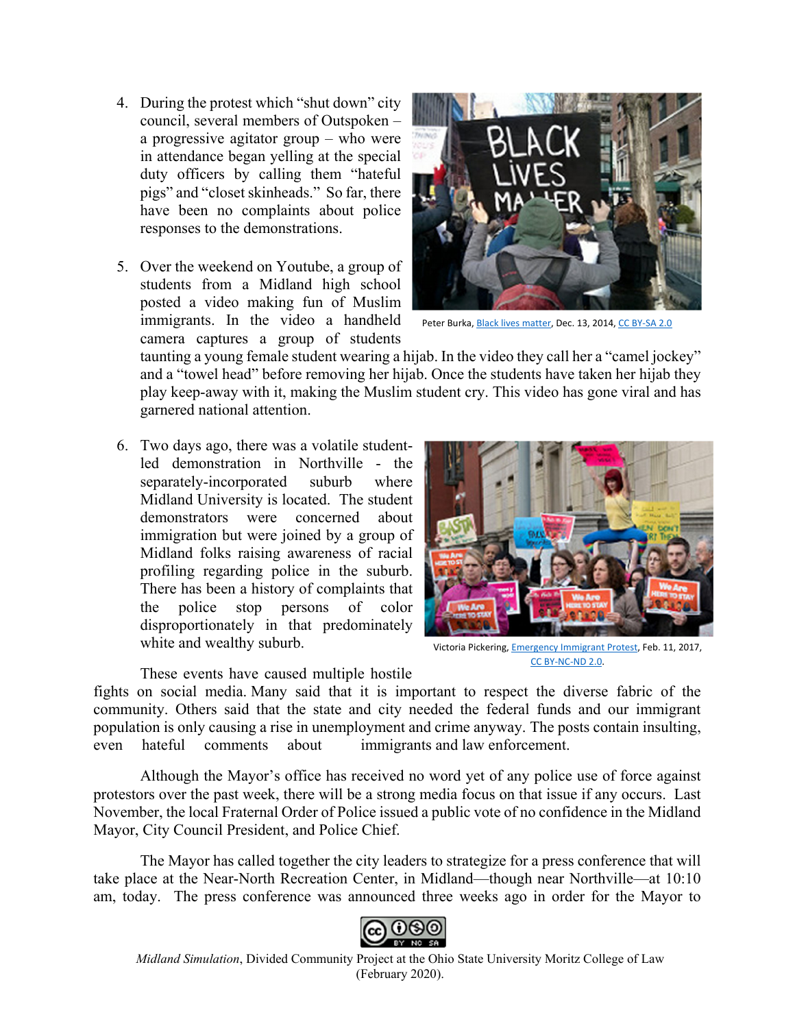4. During the protest which "shut down" city council, several members of Outspoken – a progressive agitator group – who were in attendance began yelling at the special duty officers by calling them "hateful pigs" and "closet skinheads." So far, there have been no complaints about police responses to the demonstrations.

5. Over the weekend on Youtube, a group of students from a Midland high school posted a video making fun of Muslim immigrants. In the video a handheld camera captures a group of students taunting a young female student wearing a hijab. In the video they call her a "camel jockey" and a "towel head" before removing her hijab. Once the students have taken her hijab they play keep-away with it, making the Muslim student cry. This video has gone viral and has garnered national attention.

Peter Burka, Black lives matter, Dec. 13, 2014, CC BY-SA 2.0

6. Two days ago, there was a volatile student-led demonstration in Northville - the separately-incorporated suburb where Midland University is located. The student demonstrators were concerned about immigration but were joined by a group of Midland folks raising awareness of racial profiling regarding police in the suburb. There has been a history of complaints that the police stop persons of color disproportionately in that predominately white and wealthy suburb.

Victoria Pickering, Emergency Immigrant Protest, Feb. 11, 2017, CC BY-NC-ND 2.0.

These events have caused multiple hostile fights on social media. Many said that it is important to respect the diverse fabric of the community. Others said that the state and city needed the federal funds and our immigrant population is only causing a rise in unemployment and crime anyway. The posts contain insulting, even hateful comments about immigrants and law enforcement.

Although the Mayor's office has received no word yet of any police use of force against protestors over the past week, there will be a strong media focus on that issue if any occurs. Last November, the local Fraternal Order of Police issued a public vote of no confidence in the Midland Mayor, City Council President, and Police Chief.

The Mayor has called together the city leaders to strategize for a press conference that will take place at the Near-North Recreation Center, in Midland—though near Northville—at 10:10 am, today. The press conference was announced three weeks ago in order for the Mayor to

*Midland Simulation*, Divided Community Project at the Ohio State University Moritz College of Law (February 2020).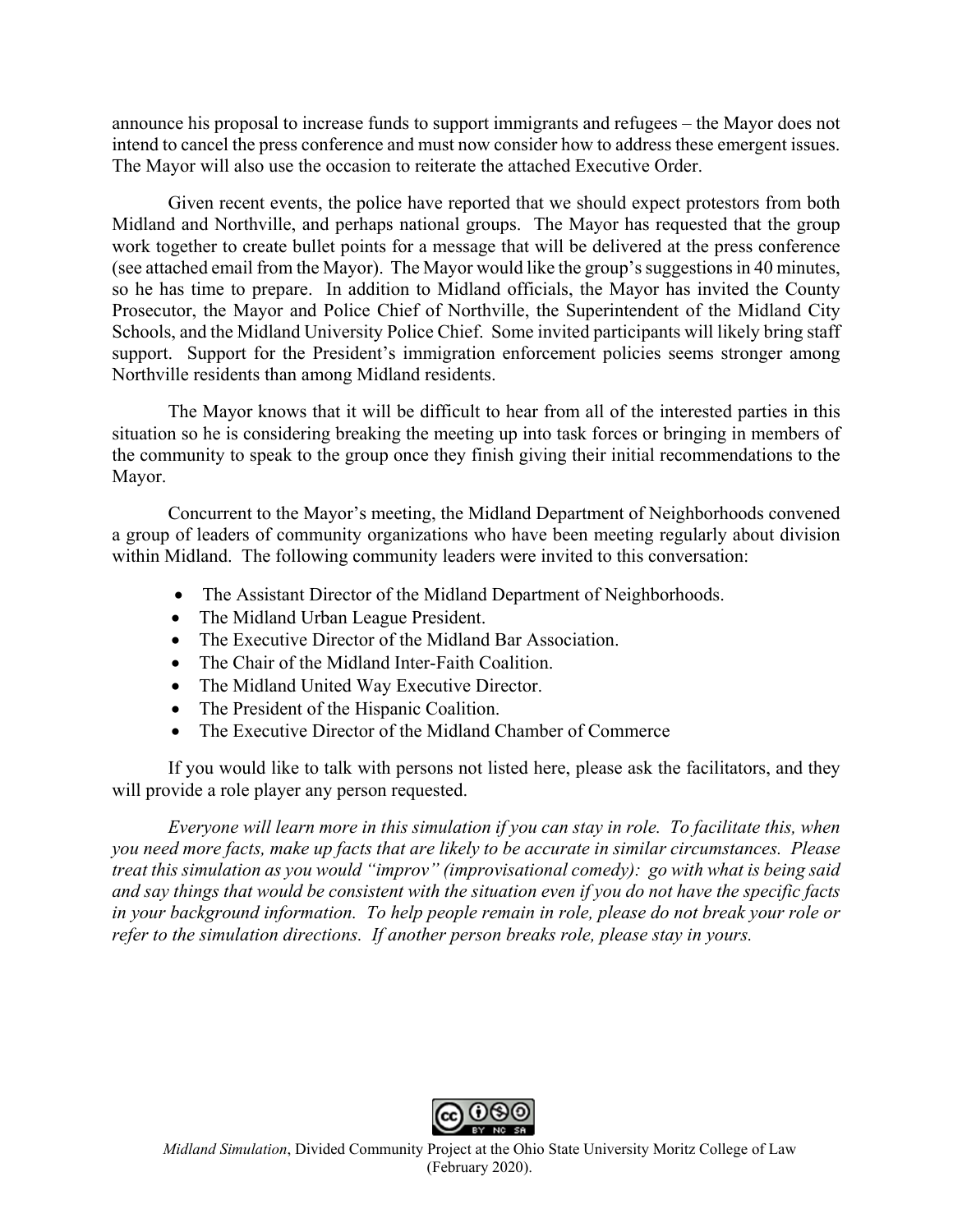announce his proposal to increase funds to support immigrants and refugees – the Mayor does not intend to cancel the press conference and must now consider how to address these emergent issues. The Mayor will also use the occasion to reiterate the attached Executive Order.

Given recent events, the police have reported that we should expect protestors from both Midland and Northville, and perhaps national groups. The Mayor has requested that the group work together to create bullet points for a message that will be delivered at the press conference (see attached email from the Mayor). The Mayor would like the group's suggestions in 40 minutes, so he has time to prepare. In addition to Midland officials, the Mayor has invited the County Prosecutor, the Mayor and Police Chief of Northville, the Superintendent of the Midland City Schools, and the Midland University Police Chief. Some invited participants will likely bring staff support. Support for the President's immigration enforcement policies seems stronger among Northville residents than among Midland residents.

The Mayor knows that it will be difficult to hear from all of the interested parties in this situation so he is considering breaking the meeting up into task forces or bringing in members of the community to speak to the group once they finish giving their initial recommendations to the Mayor.

Concurrent to the Mayor's meeting, the Midland Department of Neighborhoods convened a group of leaders of community organizations who have been meeting regularly about division within Midland. The following community leaders were invited to this conversation:

- The Assistant Director of the Midland Department of Neighborhoods.
- The Midland Urban League President.
- The Executive Director of the Midland Bar Association.
- The Chair of the Midland Inter-Faith Coalition.
- The Midland United Way Executive Director.
- The President of the Hispanic Coalition.
- The Executive Director of the Midland Chamber of Commerce

If you would like to talk with persons not listed here, please ask the facilitators, and they will provide a role player any person requested.

*Everyone will learn more in this simulation if you can stay in role. To facilitate this, when you need more facts, make up facts that are likely to be accurate in similar circumstances. Please treat this simulation as you would "improv" (improvisational comedy): go with what is being said and say things that would be consistent with the situation even if you do not have the specific facts in your background information. To help people remain in role, please do not break your role or refer to the simulation directions. If another person breaks role, please stay in yours.*

*Midland Simulation*, Divided Community Project at the Ohio State University Moritz College of Law (February 2020).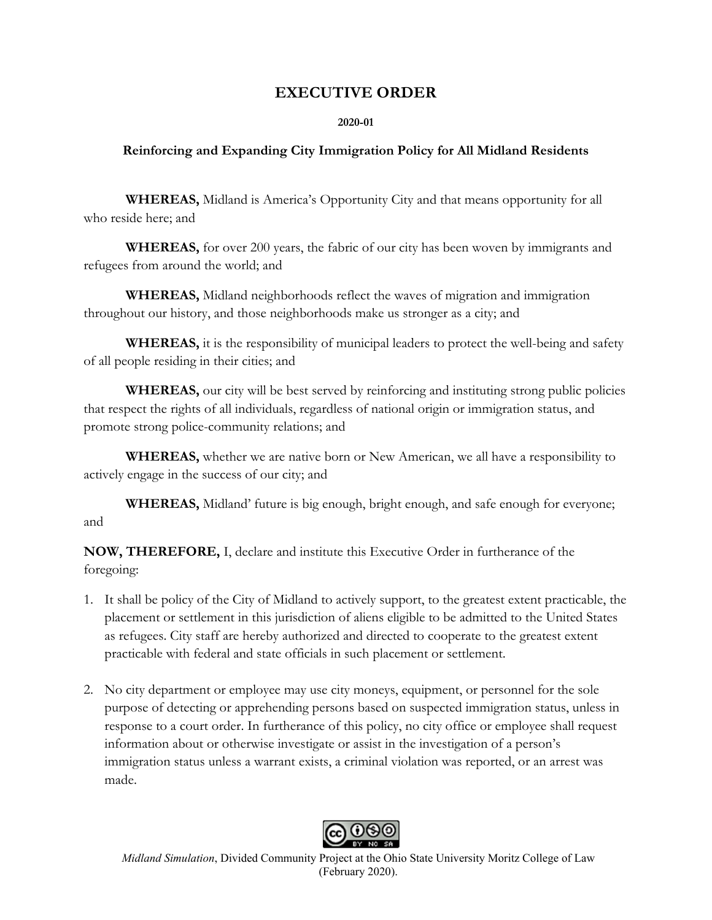# EXECUTIVE ORDER

**2020-01**

**Reinforcing and Expanding City Immigration Policy for All Midland Residents**

**WHEREAS,** Midland is America's Opportunity City and that means opportunity for all who reside here; and

**WHEREAS,** for over 200 years, the fabric of our city has been woven by immigrants and refugees from around the world; and

**WHEREAS,** Midland neighborhoods reflect the waves of migration and immigration throughout our history, and those neighborhoods make us stronger as a city; and

**WHEREAS,** it is the responsibility of municipal leaders to protect the well-being and safety of all people residing in their cities; and

**WHEREAS,** our city will be best served by reinforcing and instituting strong public policies that respect the rights of all individuals, regardless of national origin or immigration status, and promote strong police-community relations; and

**WHEREAS,** whether we are native born or New American, we all have a responsibility to actively engage in the success of our city; and

**WHEREAS,** Midland' future is big enough, bright enough, and safe enough for everyone; and

**NOW, THEREFORE,** I, declare and institute this Executive Order in furtherance of the foregoing:

1. It shall be policy of the City of Midland to actively support, to the greatest extent practicable, the placement or settlement in this jurisdiction of aliens eligible to be admitted to the United States as refugees. City staff are hereby authorized and directed to cooperate to the greatest extent practicable with federal and state officials in such placement or settlement.

2. No city department or employee may use city moneys, equipment, or personnel for the sole purpose of detecting or apprehending persons based on suspected immigration status, unless in response to a court order. In furtherance of this policy, no city office or employee shall request information about or otherwise investigate or assist in the investigation of a person's immigration status unless a warrant exists, a criminal violation was reported, or an arrest was made.

*Midland Simulation*, Divided Community Project at the Ohio State University Moritz College of Law (February 2020).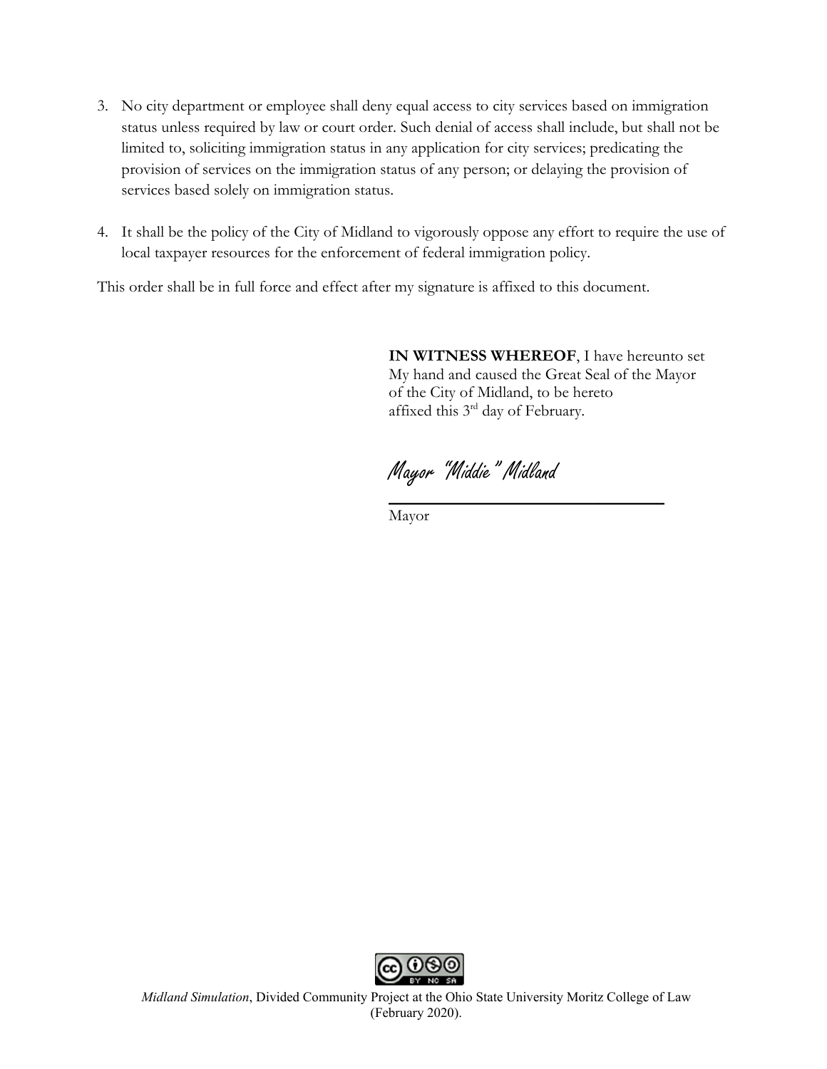3. No city department or employee shall deny equal access to city services based on immigration status unless required by law or court order. Such denial of access shall include, but shall not be limited to, soliciting immigration status in any application for city services; predicating the provision of services on the immigration status of any person; or delaying the provision of services based solely on immigration status.

4. It shall be the policy of the City of Midland to vigorously oppose any effort to require the use of local taxpayer resources for the enforcement of federal immigration policy.

This order shall be in full force and effect after my signature is affixed to this document.

**IN WITNESS WHEREOF**, I have hereunto set My hand and caused the Great Seal of the Mayor of the City of Midland, to be hereto affixed this 3rd day of February.

Mayor "Middie" Midland

_______________________________
Mayor

*Midland Simulation*, Divided Community Project at the Ohio State University Moritz College of Law (February 2020).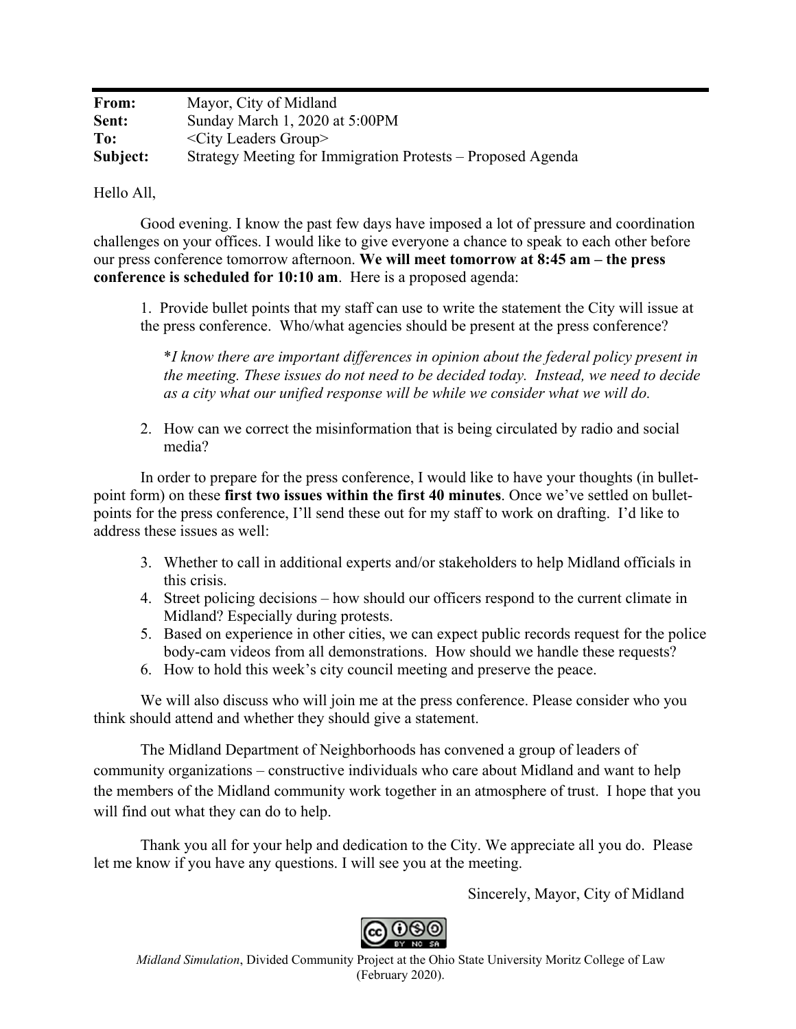**From:** Mayor, City of Midland
**Sent:** Sunday March 1, 2020 at 5:00PM
**To:** <City Leaders Group>
**Subject:** Strategy Meeting for Immigration Protests – Proposed Agenda

Hello All,

Good evening. I know the past few days have imposed a lot of pressure and coordination challenges on your offices. I would like to give everyone a chance to speak to each other before our press conference tomorrow afternoon. **We will meet tomorrow at 8:45 am – the press conference is scheduled for 10:10 am**. Here is a proposed agenda:

1. Provide bullet points that my staff can use to write the statement the City will issue at the press conference. Who/what agencies should be present at the press conference?

   **I know there are important differences in opinion about the federal policy present in the meeting. These issues do not need to be decided today. Instead, we need to decide as a city what our unified response will be while we consider what we will do.*

2. How can we correct the misinformation that is being circulated by radio and social media?

In order to prepare for the press conference, I would like to have your thoughts (in bullet-point form) on these **first two issues within the first 40 minutes**. Once we've settled on bullet-points for the press conference, I'll send these out for my staff to work on drafting. I'd like to address these issues as well:

3. Whether to call in additional experts and/or stakeholders to help Midland officials in this crisis.
4. Street policing decisions – how should our officers respond to the current climate in Midland? Especially during protests.
5. Based on experience in other cities, we can expect public records request for the police body-cam videos from all demonstrations. How should we handle these requests?
6. How to hold this week's city council meeting and preserve the peace.

We will also discuss who will join me at the press conference. Please consider who you think should attend and whether they should give a statement.

The Midland Department of Neighborhoods has convened a group of leaders of community organizations – constructive individuals who care about Midland and want to help the members of the Midland community work together in an atmosphere of trust. I hope that you will find out what they can do to help.

Thank you all for your help and dedication to the City. We appreciate all you do. Please let me know if you have any questions. I will see you at the meeting.

Sincerely, Mayor, City of Midland

*Midland Simulation*, Divided Community Project at the Ohio State University Moritz College of Law (February 2020).